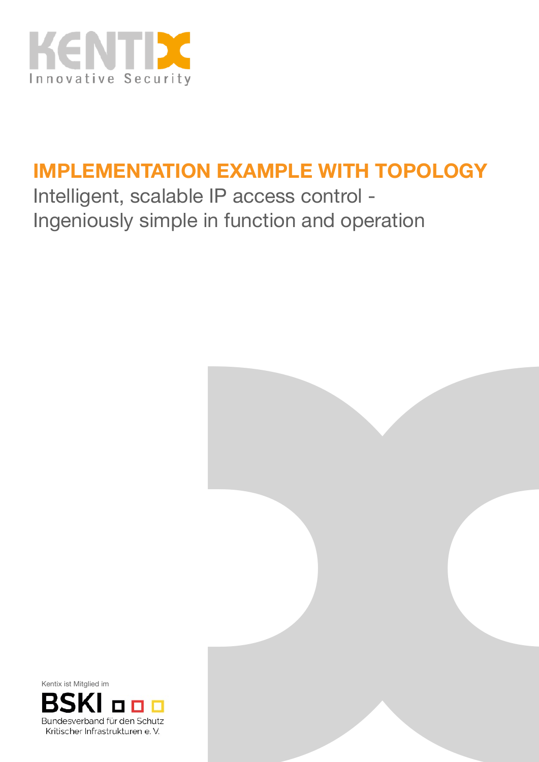KENTIX
Innovative Security

# IMPLEMENTATION EXAMPLE WITH TOPOLOGY

Intelligent, scalable IP access control -
Ingeniously simple in function and operation

Kentix ist Mitglied im

BSKI

Bundesverband für den Schutz
Kritischer Infrastrukturen e. V.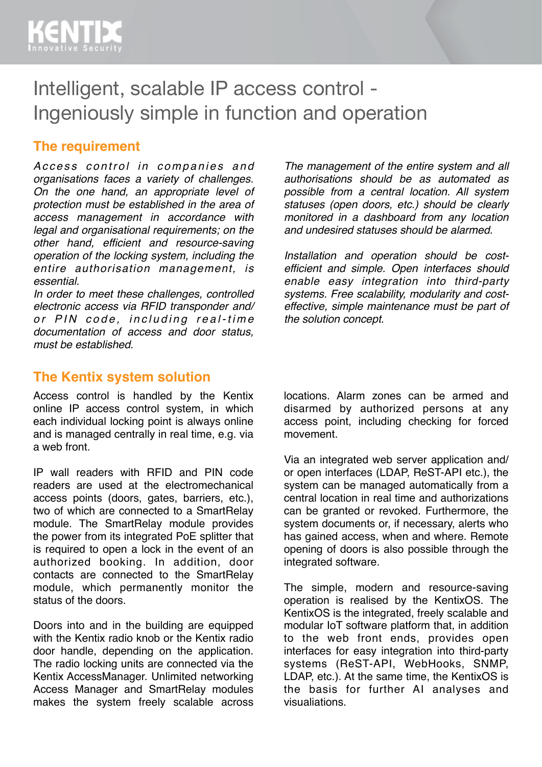# Intelligent, scalable IP access control - Ingeniously simple in function and operation

## The requirement

*Access control in companies and organisations faces a variety of challenges. On the one hand, an appropriate level of protection must be established in the area of access management in accordance with legal and organisational requirements; on the other hand, efficient and resource-saving operation of the locking system, including the entire authorisation management, is essential.*

*In order to meet these challenges, controlled electronic access via RFID transponder and/or PIN code, including real-time documentation of access and door status, must be established.*

*The management of the entire system and all authorisations should be as automated as possible from a central location. All system statuses (open doors, etc.) should be clearly monitored in a dashboard from any location and undesired statuses should be alarmed.*

*Installation and operation should be cost-efficient and simple. Open interfaces should enable easy integration into third-party systems. Free scalability, modularity and cost-effective, simple maintenance must be part of the solution concept.*

## The Kentix system solution

Access control is handled by the Kentix online IP access control system, in which each individual locking point is always online and is managed centrally in real time, e.g. via a web front.

IP wall readers with RFID and PIN code readers are used at the electromechanical access points (doors, gates, barriers, etc.), two of which are connected to a SmartRelay module. The SmartRelay module provides the power from its integrated PoE splitter that is required to open a lock in the event of an authorized booking. In addition, door contacts are connected to the SmartRelay module, which permanently monitor the status of the doors.

Doors into and in the building are equipped with the Kentix radio knob or the Kentix radio door handle, depending on the application. The radio locking units are connected via the Kentix AccessManager. Unlimited networking Access Manager and SmartRelay modules makes the system freely scalable across locations. Alarm zones can be armed and disarmed by authorized persons at any access point, including checking for forced movement.

Via an integrated web server application and/or open interfaces (LDAP, ReST-API etc.), the system can be managed automatically from a central location in real time and authorizations can be granted or revoked. Furthermore, the system documents or, if necessary, alerts who has gained access, when and where. Remote opening of doors is also possible through the integrated software.

The simple, modern and resource-saving operation is realised by the KentixOS. The KentixOS is the integrated, freely scalable and modular IoT software platform that, in addition to the web front ends, provides open interfaces for easy integration into third-party systems (ReST-API, WebHooks, SNMP, LDAP, etc.). At the same time, the KentixOS is the basis for further AI analyses and visualiations.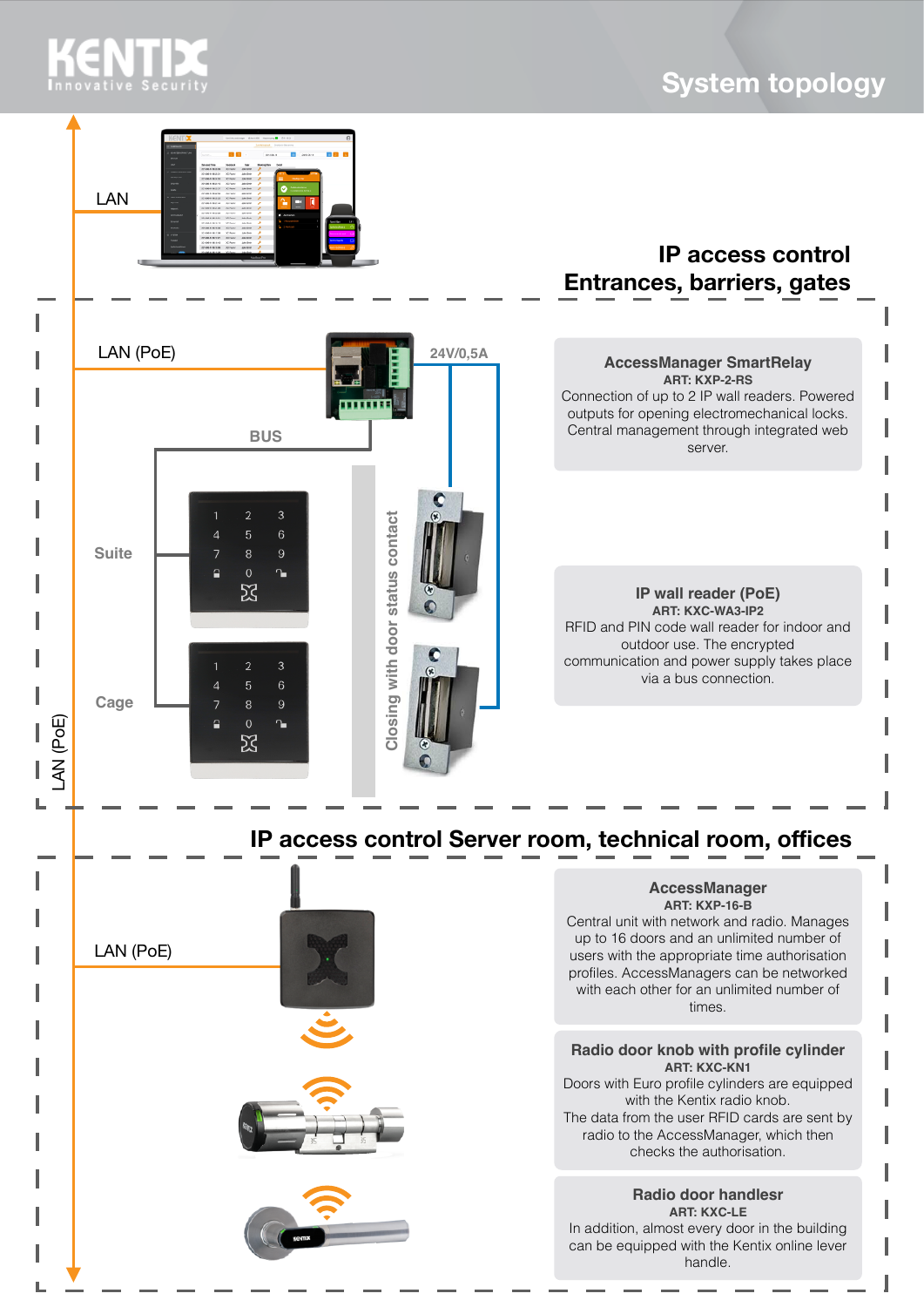# System topology

LAN

## IP access control
## Entrances, barriers, gates

LAN (PoE)

24V/0,5A

BUS

Suite

Cage

Closing with door status contact

LAN (PoE)

**AccessManager SmartRelay**
**ART: KXP-2-RS**
Connection of up to 2 IP wall readers. Powered outputs for opening electromechanical locks. Central management through integrated web server.

**IP wall reader (PoE)**
**ART: KXC-WA3-IP2**
RFID and PIN code wall reader for indoor and outdoor use. The encrypted communication and power supply takes place via a bus connection.

## IP access control Server room, technical room, offices

LAN (PoE)

**AccessManager**
**ART: KXP-16-B**
Central unit with network and radio. Manages up to 16 doors and an unlimited number of users with the appropriate time authorisation profiles. AccessManagers can be networked with each other for an unlimited number of times.

**Radio door knob with profile cylinder**
**ART: KXC-KN1**
Doors with Euro profile cylinders are equipped with the Kentix radio knob.
The data from the user RFID cards are sent by radio to the AccessManager, which then checks the authorisation.

**Radio door handlesr**
**ART: KXC-LE**
In addition, almost every door in the building can be equipped with the Kentix online lever handle.